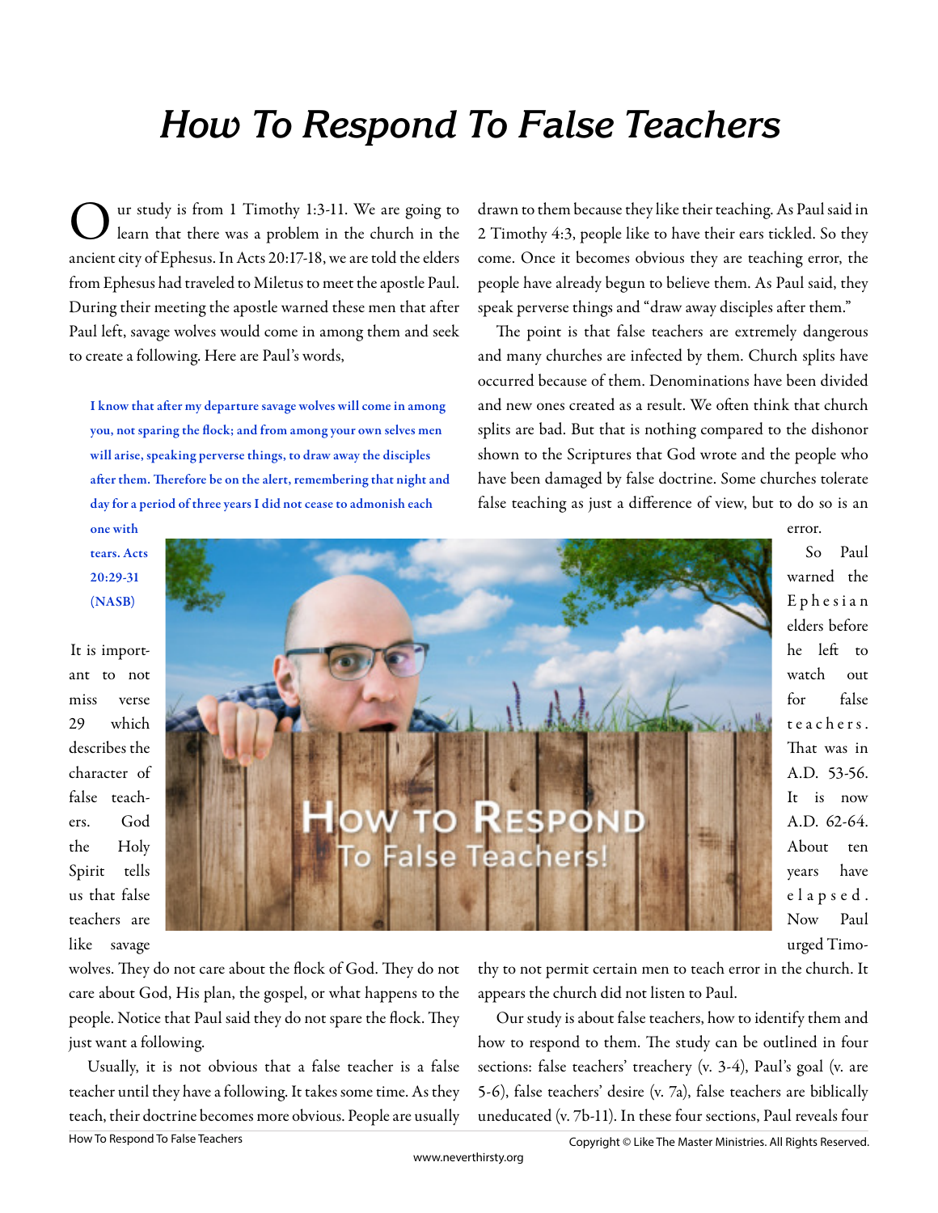# How To Respond To False Teachers

Our study is from 1 Timothy 1:3-11. We are going to learn that there was a problem in the church in the ancient city of Ephesus. In Acts 20:17-18, we are told the elders from Ephesus had traveled to Miletus to meet the apostle Paul. During their meeting the apostle warned these men that after Paul left, savage wolves would come in among them and seek to create a following. Here are Paul's words,

> **I know that after my departure savage wolves will come in among you, not sparing the flock; and from among your own selves men will arise, speaking perverse things, to draw away the disciples after them. Therefore be on the alert, remembering that night and day for a period of three years I did not cease to admonish each one with tears. Acts 20:29-31 (NASB)**

It is important to not miss verse 29 which describes the character of false teachers. God the Holy Spirit tells us that false teachers are like savage wolves. They do not care about the flock of God. They do not care about God, His plan, the gospel, or what happens to the people. Notice that Paul said they do not spare the flock. They just want a following.

Usually, it is not obvious that a false teacher is a false teacher until they have a following. It takes some time. As they teach, their doctrine becomes more obvious. People are usually drawn to them because they like their teaching. As Paul said in 2 Timothy 4:3, people like to have their ears tickled. So they come. Once it becomes obvious they are teaching error, the people have already begun to believe them. As Paul said, they speak perverse things and "draw away disciples after them."

The point is that false teachers are extremely dangerous and many churches are infected by them. Church splits have occurred because of them. Denominations have been divided and new ones created as a result. We often think that church splits are bad. But that is nothing compared to the dishonor shown to the Scriptures that God wrote and the people who have been damaged by false doctrine. Some churches tolerate false teaching as just a difference of view, but to do so is an error.

So Paul warned the Ephesian elders before he left to watch out for false teachers. That was in A.D. 53-56. It is now A.D. 62-64. About ten years have elapsed. Now Paul urged Timothy to not permit certain men to teach error in the church. It appears the church did not listen to Paul.

Our study is about false teachers, how to identify them and how to respond to them. The study can be outlined in four sections: false teachers' treachery (v. 3-4), Paul's goal (v. are 5-6), false teachers' desire (v. 7a), false teachers are biblically uneducated (v. 7b-11). In these four sections, Paul reveals four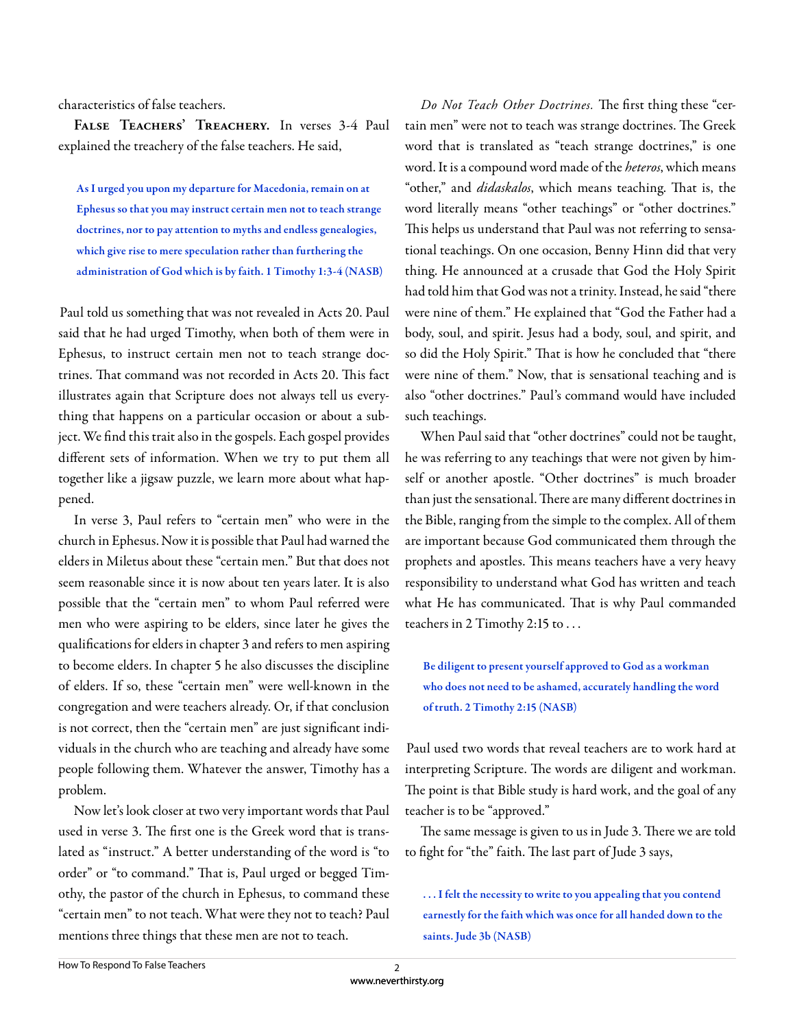characteristics of false teachers.

**False Teachers' Treachery.** In verses 3-4 Paul explained the treachery of the false teachers. He said,

> **As I urged you upon my departure for Macedonia, remain on at Ephesus so that you may instruct certain men not to teach strange doctrines, nor to pay attention to myths and endless genealogies, which give rise to mere speculation rather than furthering the administration of God which is by faith. 1 Timothy 1:3-4 (NASB)**

Paul told us something that was not revealed in Acts 20. Paul said that he had urged Timothy, when both of them were in Ephesus, to instruct certain men not to teach strange doctrines. That command was not recorded in Acts 20. This fact illustrates again that Scripture does not always tell us everything that happens on a particular occasion or about a subject. We find this trait also in the gospels. Each gospel provides different sets of information. When we try to put them all together like a jigsaw puzzle, we learn more about what happened.

In verse 3, Paul refers to "certain men" who were in the church in Ephesus. Now it is possible that Paul had warned the elders in Miletus about these "certain men." But that does not seem reasonable since it is now about ten years later. It is also possible that the "certain men" to whom Paul referred were men who were aspiring to be elders, since later he gives the qualifications for elders in chapter 3 and refers to men aspiring to become elders. In chapter 5 he also discusses the discipline of elders. If so, these "certain men" were well-known in the congregation and were teachers already. Or, if that conclusion is not correct, then the "certain men" are just significant individuals in the church who are teaching and already have some people following them. Whatever the answer, Timothy has a problem.

Now let's look closer at two very important words that Paul used in verse 3. The first one is the Greek word that is translated as "instruct." A better understanding of the word is "to order" or "to command." That is, Paul urged or begged Timothy, the pastor of the church in Ephesus, to command these "certain men" to not teach. What were they not to teach? Paul mentions three things that these men are not to teach.

*Do Not Teach Other Doctrines.* The first thing these "certain men" were not to teach was strange doctrines. The Greek word that is translated as "teach strange doctrines," is one word. It is a compound word made of the *heteros*, which means "other," and *didaskalos*, which means teaching. That is, the word literally means "other teachings" or "other doctrines." This helps us understand that Paul was not referring to sensational teachings. On one occasion, Benny Hinn did that very thing. He announced at a crusade that God the Holy Spirit had told him that God was not a trinity. Instead, he said "there were nine of them." He explained that "God the Father had a body, soul, and spirit. Jesus had a body, soul, and spirit, and so did the Holy Spirit." That is how he concluded that "there were nine of them." Now, that is sensational teaching and is also "other doctrines." Paul's command would have included such teachings.

When Paul said that "other doctrines" could not be taught, he was referring to any teachings that were not given by himself or another apostle. "Other doctrines" is much broader than just the sensational. There are many different doctrines in the Bible, ranging from the simple to the complex. All of them are important because God communicated them through the prophets and apostles. This means teachers have a very heavy responsibility to understand what God has written and teach what He has communicated. That is why Paul commanded teachers in 2 Timothy 2:15 to . . .

> **Be diligent to present yourself approved to God as a workman who does not need to be ashamed, accurately handling the word of truth. 2 Timothy 2:15 (NASB)**

Paul used two words that reveal teachers are to work hard at interpreting Scripture. The words are diligent and workman. The point is that Bible study is hard work, and the goal of any teacher is to be "approved."

The same message is given to us in Jude 3. There we are told to fight for "the" faith. The last part of Jude 3 says,

> **. . . I felt the necessity to write to you appealing that you contend earnestly for the faith which was once for all handed down to the saints. Jude 3b (NASB)**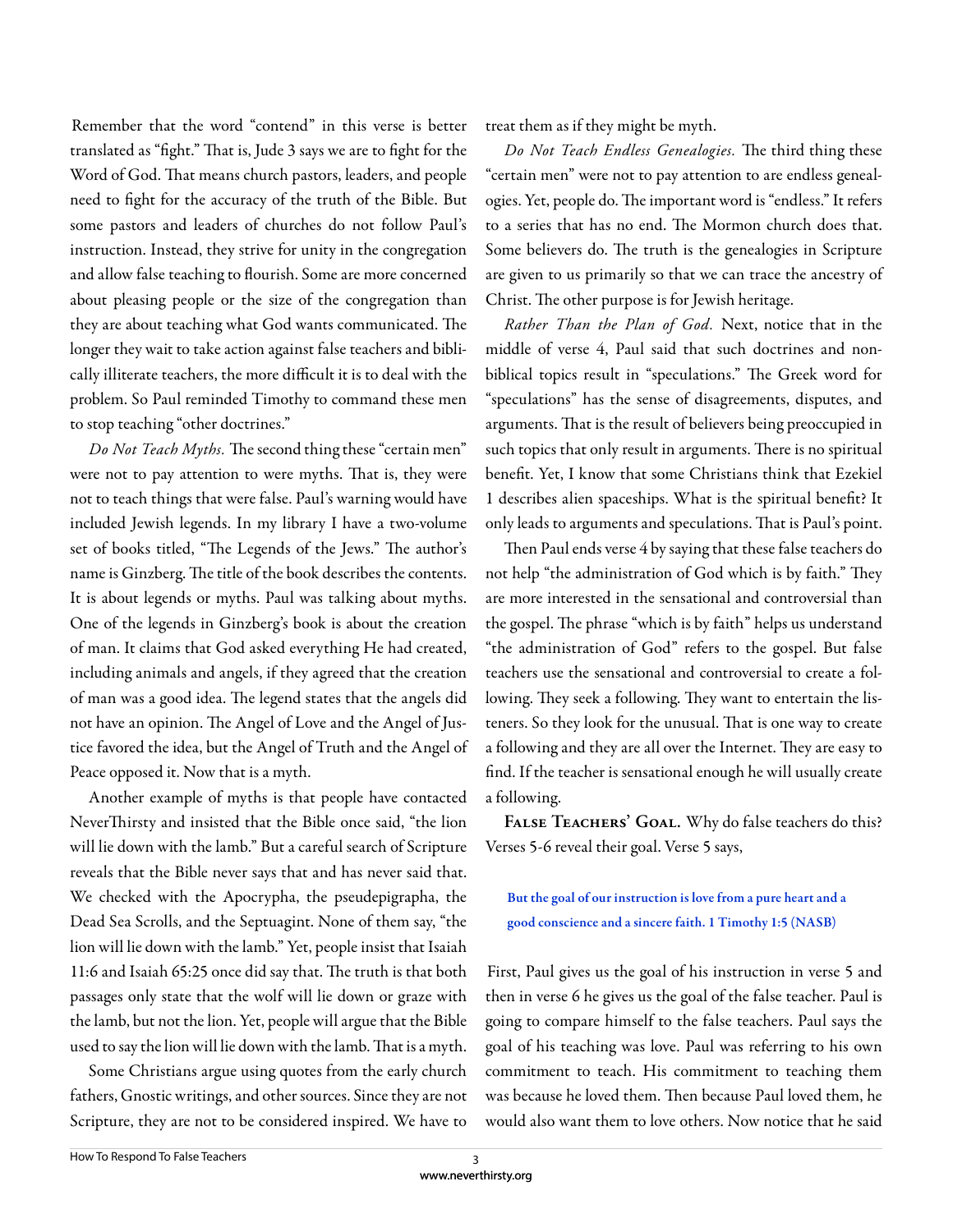Remember that the word "contend" in this verse is better translated as "fight." That is, Jude 3 says we are to fight for the Word of God. That means church pastors, leaders, and people need to fight for the accuracy of the truth of the Bible. But some pastors and leaders of churches do not follow Paul's instruction. Instead, they strive for unity in the congregation and allow false teaching to flourish. Some are more concerned about pleasing people or the size of the congregation than they are about teaching what God wants communicated. The longer they wait to take action against false teachers and biblically illiterate teachers, the more difficult it is to deal with the problem. So Paul reminded Timothy to command these men to stop teaching "other doctrines."

*Do Not Teach Myths.* The second thing these "certain men" were not to pay attention to were myths. That is, they were not to teach things that were false. Paul's warning would have included Jewish legends. In my library I have a two-volume set of books titled, "The Legends of the Jews." The author's name is Ginzberg. The title of the book describes the contents. It is about legends or myths. Paul was talking about myths. One of the legends in Ginzberg's book is about the creation of man. It claims that God asked everything He had created, including animals and angels, if they agreed that the creation of man was a good idea. The legend states that the angels did not have an opinion. The Angel of Love and the Angel of Justice favored the idea, but the Angel of Truth and the Angel of Peace opposed it. Now that is a myth.

Another example of myths is that people have contacted NeverThirsty and insisted that the Bible once said, "the lion will lie down with the lamb." But a careful search of Scripture reveals that the Bible never says that and has never said that. We checked with the Apocrypha, the pseudepigrapha, the Dead Sea Scrolls, and the Septuagint. None of them say, "the lion will lie down with the lamb." Yet, people insist that Isaiah 11:6 and Isaiah 65:25 once did say that. The truth is that both passages only state that the wolf will lie down or graze with the lamb, but not the lion. Yet, people will argue that the Bible used to say the lion will lie down with the lamb. That is a myth.

Some Christians argue using quotes from the early church fathers, Gnostic writings, and other sources. Since they are not Scripture, they are not to be considered inspired. We have to treat them as if they might be myth.

*Do Not Teach Endless Genealogies.* The third thing these "certain men" were not to pay attention to are endless genealogies. Yet, people do. The important word is "endless." It refers to a series that has no end. The Mormon church does that. Some believers do. The truth is the genealogies in Scripture are given to us primarily so that we can trace the ancestry of Christ. The other purpose is for Jewish heritage.

*Rather Than the Plan of God.* Next, notice that in the middle of verse 4, Paul said that such doctrines and non-biblical topics result in "speculations." The Greek word for "speculations" has the sense of disagreements, disputes, and arguments. That is the result of believers being preoccupied in such topics that only result in arguments. There is no spiritual benefit. Yet, I know that some Christians think that Ezekiel 1 describes alien spaceships. What is the spiritual benefit? It only leads to arguments and speculations. That is Paul's point.

Then Paul ends verse 4 by saying that these false teachers do not help "the administration of God which is by faith." They are more interested in the sensational and controversial than the gospel. The phrase "which is by faith" helps us understand "the administration of God" refers to the gospel. But false teachers use the sensational and controversial to create a following. They seek a following. They want to entertain the listeners. So they look for the unusual. That is one way to create a following and they are all over the Internet. They are easy to find. If the teacher is sensational enough he will usually create a following.

**False Teachers' Goal.** Why do false teachers do this? Verses 5-6 reveal their goal. Verse 5 says,

> **But the goal of our instruction is love from a pure heart and a good conscience and a sincere faith. 1 Timothy 1:5 (NASB)**

First, Paul gives us the goal of his instruction in verse 5 and then in verse 6 he gives us the goal of the false teacher. Paul is going to compare himself to the false teachers. Paul says the goal of his teaching was love. Paul was referring to his own commitment to teach. His commitment to teaching them was because he loved them. Then because Paul loved them, he would also want them to love others. Now notice that he said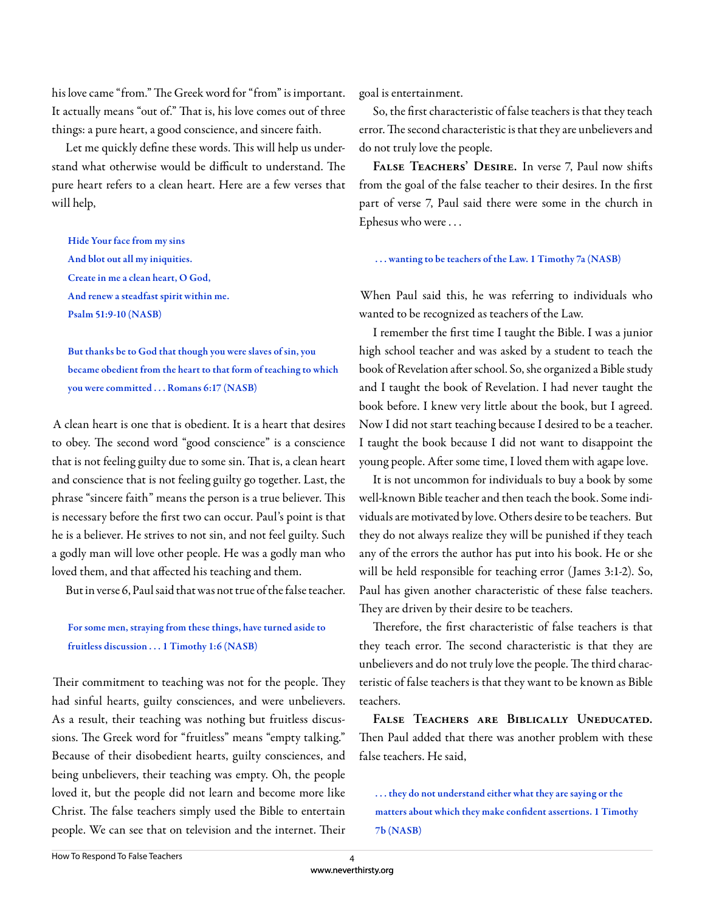his love came "from." The Greek word for "from" is important. It actually means "out of." That is, his love comes out of three things: a pure heart, a good conscience, and sincere faith.

Let me quickly define these words. This will help us understand what otherwise would be difficult to understand. The pure heart refers to a clean heart. Here are a few verses that will help,

> **Hide Your face from my sins**
> **And blot out all my iniquities.**
> **Create in me a clean heart, O God,**
> **And renew a steadfast spirit within me.**
> **Psalm 51:9-10 (NASB)**

> **But thanks be to God that though you were slaves of sin, you became obedient from the heart to that form of teaching to which you were committed . . . Romans 6:17 (NASB)**

A clean heart is one that is obedient. It is a heart that desires to obey. The second word "good conscience" is a conscience that is not feeling guilty due to some sin. That is, a clean heart and conscience that is not feeling guilty go together. Last, the phrase "sincere faith" means the person is a true believer. This is necessary before the first two can occur. Paul's point is that he is a believer. He strives to not sin, and not feel guilty. Such a godly man will love other people. He was a godly man who loved them, and that affected his teaching and them.

But in verse 6, Paul said that was not true of the false teacher.

> **For some men, straying from these things, have turned aside to fruitless discussion . . . 1 Timothy 1:6 (NASB)**

Their commitment to teaching was not for the people. They had sinful hearts, guilty consciences, and were unbelievers. As a result, their teaching was nothing but fruitless discussions. The Greek word for "fruitless" means "empty talking." Because of their disobedient hearts, guilty consciences, and being unbelievers, their teaching was empty. Oh, the people loved it, but the people did not learn and become more like Christ. The false teachers simply used the Bible to entertain people. We can see that on television and the internet. Their goal is entertainment.

So, the first characteristic of false teachers is that they teach error. The second characteristic is that they are unbelievers and do not truly love the people.

**False Teachers' Desire.** In verse 7, Paul now shifts from the goal of the false teacher to their desires. In the first part of verse 7, Paul said there were some in the church in Ephesus who were . . .

> **. . . wanting to be teachers of the Law. 1 Timothy 7a (NASB)**

When Paul said this, he was referring to individuals who wanted to be recognized as teachers of the Law.

I remember the first time I taught the Bible. I was a junior high school teacher and was asked by a student to teach the book of Revelation after school. So, she organized a Bible study and I taught the book of Revelation. I had never taught the book before. I knew very little about the book, but I agreed. Now I did not start teaching because I desired to be a teacher. I taught the book because I did not want to disappoint the young people. After some time, I loved them with agape love.

It is not uncommon for individuals to buy a book by some well-known Bible teacher and then teach the book. Some individuals are motivated by love. Others desire to be teachers. But they do not always realize they will be punished if they teach any of the errors the author has put into his book. He or she will be held responsible for teaching error (James 3:1-2). So, Paul has given another characteristic of these false teachers. They are driven by their desire to be teachers.

Therefore, the first characteristic of false teachers is that they teach error. The second characteristic is that they are unbelievers and do not truly love the people. The third characteristic of false teachers is that they want to be known as Bible teachers.

**False Teachers are Biblically Uneducated.** Then Paul added that there was another problem with these false teachers. He said,

> **. . . they do not understand either what they are saying or the matters about which they make confident assertions. 1 Timothy 7b (NASB)**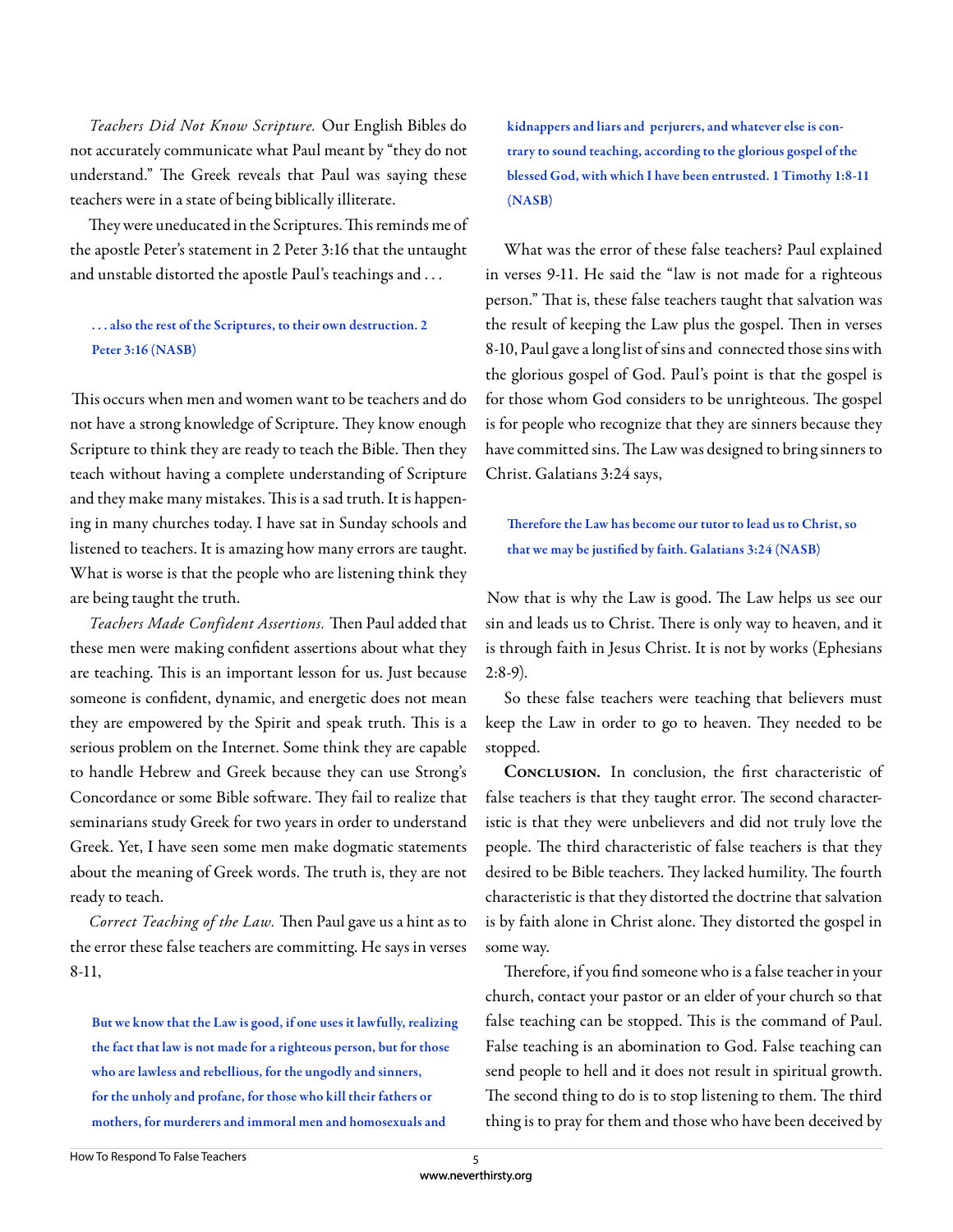*Teachers Did Not Know Scripture.* Our English Bibles do not accurately communicate what Paul meant by "they do not understand." The Greek reveals that Paul was saying these teachers were in a state of being biblically illiterate.

They were uneducated in the Scriptures. This reminds me of the apostle Peter's statement in 2 Peter 3:16 that the untaught and unstable distorted the apostle Paul's teachings and . . .

> **. . . also the rest of the Scriptures, to their own destruction. 2 Peter 3:16 (NASB)**

This occurs when men and women want to be teachers and do not have a strong knowledge of Scripture. They know enough Scripture to think they are ready to teach the Bible. Then they teach without having a complete understanding of Scripture and they make many mistakes. This is a sad truth. It is happening in many churches today. I have sat in Sunday schools and listened to teachers. It is amazing how many errors are taught. What is worse is that the people who are listening think they are being taught the truth.

*Teachers Made Confident Assertions.* Then Paul added that these men were making confident assertions about what they are teaching. This is an important lesson for us. Just because someone is confident, dynamic, and energetic does not mean they are empowered by the Spirit and speak truth. This is a serious problem on the Internet. Some think they are capable to handle Hebrew and Greek because they can use Strong's Concordance or some Bible software. They fail to realize that seminarians study Greek for two years in order to understand Greek. Yet, I have seen some men make dogmatic statements about the meaning of Greek words. The truth is, they are not ready to teach.

*Correct Teaching of the Law.* Then Paul gave us a hint as to the error these false teachers are committing. He says in verses 8-11,

> **But we know that the Law is good, if one uses it lawfully, realizing the fact that law is not made for a righteous person, but for those who are lawless and rebellious, for the ungodly and sinners, for the unholy and profane, for those who kill their fathers or mothers, for murderers and immoral men and homosexuals and kidnappers and liars and perjurers, and whatever else is contrary to sound teaching, according to the glorious gospel of the blessed God, with which I have been entrusted. 1 Timothy 1:8-11 (NASB)**

What was the error of these false teachers? Paul explained in verses 9-11. He said the "law is not made for a righteous person." That is, these false teachers taught that salvation was the result of keeping the Law plus the gospel. Then in verses 8-10, Paul gave a long list of sins and connected those sins with the glorious gospel of God. Paul's point is that the gospel is for those whom God considers to be unrighteous. The gospel is for people who recognize that they are sinners because they have committed sins. The Law was designed to bring sinners to Christ. Galatians 3:24 says,

> **Therefore the Law has become our tutor to lead us to Christ, so that we may be justified by faith. Galatians 3:24 (NASB)**

Now that is why the Law is good. The Law helps us see our sin and leads us to Christ. There is only way to heaven, and it is through faith in Jesus Christ. It is not by works (Ephesians 2:8-9).

So these false teachers were teaching that believers must keep the Law in order to go to heaven. They needed to be stopped.

**Conclusion.** In conclusion, the first characteristic of false teachers is that they taught error. The second characteristic is that they were unbelievers and did not truly love the people. The third characteristic of false teachers is that they desired to be Bible teachers. They lacked humility. The fourth characteristic is that they distorted the doctrine that salvation is by faith alone in Christ alone. They distorted the gospel in some way.

Therefore, if you find someone who is a false teacher in your church, contact your pastor or an elder of your church so that false teaching can be stopped. This is the command of Paul. False teaching is an abomination to God. False teaching can send people to hell and it does not result in spiritual growth. The second thing to do is to stop listening to them. The third thing is to pray for them and those who have been deceived by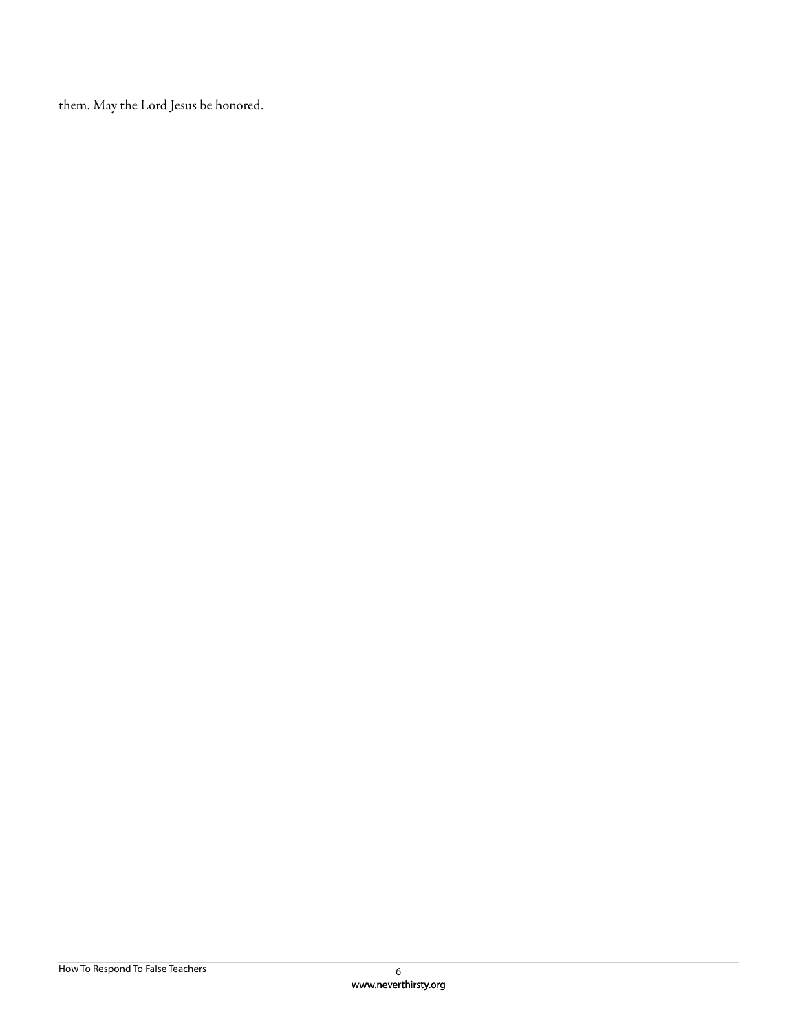them. May the Lord Jesus be honored.